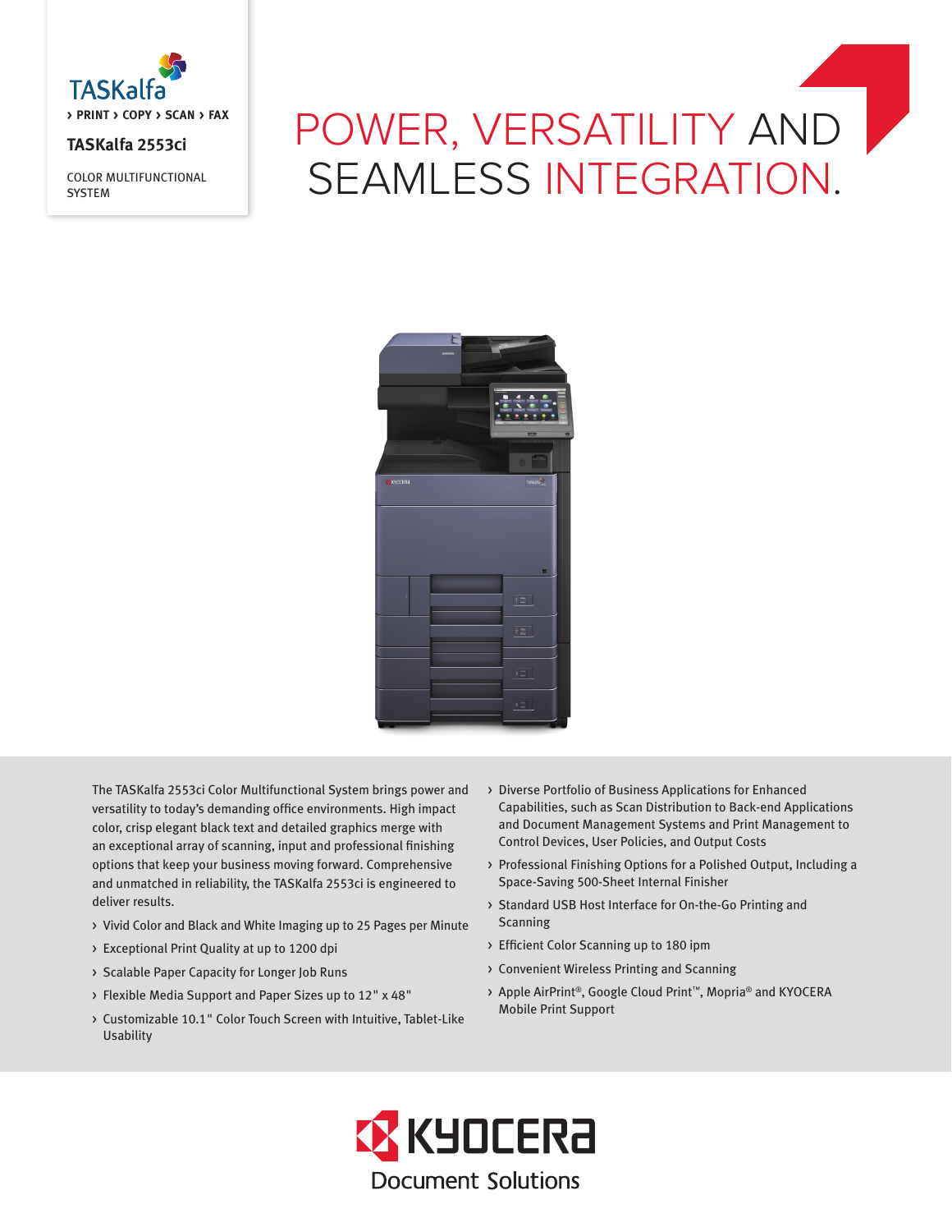TASKalfa

› PRINT › COPY › SCAN › FAX

**TASKalfa 2553ci**

COLOR MULTIFUNCTIONAL SYSTEM

# POWER, VERSATILITY AND SEAMLESS INTEGRATION.

The TASKalfa 2553ci Color Multifunctional System brings power and versatility to today's demanding office environments. High impact color, crisp elegant black text and detailed graphics merge with an exceptional array of scanning, input and professional finishing options that keep your business moving forward. Comprehensive and unmatched in reliability, the TASKalfa 2553ci is engineered to deliver results.

- Vivid Color and Black and White Imaging up to 25 Pages per Minute
- Exceptional Print Quality at up to 1200 dpi
- Scalable Paper Capacity for Longer Job Runs
- Flexible Media Support and Paper Sizes up to 12" x 48"
- Customizable 10.1" Color Touch Screen with Intuitive, Tablet-Like Usability
- Diverse Portfolio of Business Applications for Enhanced Capabilities, such as Scan Distribution to Back-end Applications and Document Management Systems and Print Management to Control Devices, User Policies, and Output Costs
- Professional Finishing Options for a Polished Output, Including a Space-Saving 500-Sheet Internal Finisher
- Standard USB Host Interface for On-the-Go Printing and Scanning
- Efficient Color Scanning up to 180 ipm
- Convenient Wireless Printing and Scanning
- Apple AirPrint®, Google Cloud Print™, Mopria® and KYOCERA Mobile Print Support

KYOCERA

Document Solutions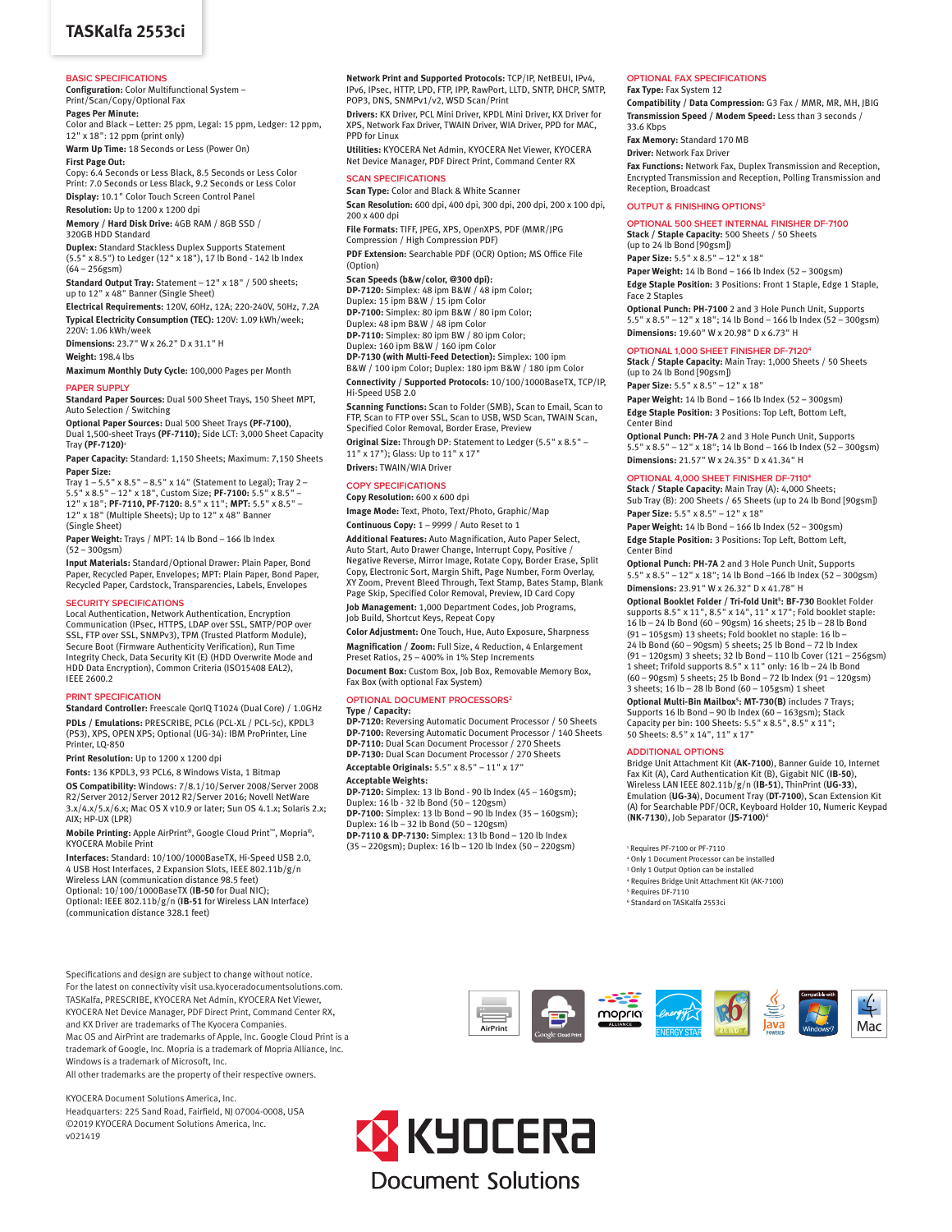# TASKalfa 2553ci

## BASIC SPECIFICATIONS

**Configuration:** Color Multifunctional System – Print/Scan/Copy/Optional Fax

**Pages Per Minute:** Color and Black – Letter: 25 ppm, Legal: 15 ppm, Ledger: 12 ppm, 12" x 18": 12 ppm (print only)

**Warm Up Time:** 18 Seconds or Less (Power On)

**First Page Out:** Copy: 6.4 Seconds or Less Black, 8.5 Seconds or Less Color Print: 7.0 Seconds or Less Black, 9.2 Seconds or Less Color

**Display:** 10.1" Color Touch Screen Control Panel

**Resolution:** Up to 1200 x 1200 dpi

**Memory / Hard Disk Drive:** 4GB RAM / 8GB SSD / 320GB HDD Standard

**Duplex:** Standard Stackless Duplex Supports Statement (5.5" x 8.5") to Ledger (12" x 18"), 17 lb Bond - 142 lb Index (64 – 256gsm)

**Standard Output Tray:** Statement – 12" x 18" / 500 sheets; up to 12" x 48" Banner (Single Sheet)

**Electrical Requirements:** 120V, 60Hz, 12A; 220-240V, 50Hz, 7.2A

**Typical Electricity Consumption (TEC):** 120V: 1.09 kWh/week; 220V: 1.06 kWh/week

**Dimensions:** 23.7" W x 26.2" D x 31.1" H

**Weight:** 198.4 lbs

**Maximum Monthly Duty Cycle:** 100,000 Pages per Month

## PAPER SUPPLY

**Standard Paper Sources:** Dual 500 Sheet Trays, 150 Sheet MPT, Auto Selection / Switching

**Optional Paper Sources:** Dual 500 Sheet Trays **(PF-7100)**, Dual 1,500-sheet Trays **(PF-7110)**; Side LCT: 3,000 Sheet Capacity Tray **(PF-7120)**[1]

**Paper Capacity:** Standard: 1,150 Sheets; Maximum: 7,150 Sheets

**Paper Size:** Tray 1 – 5.5" x 8.5" – 8.5" x 14" (Statement to Legal); Tray 2 – 5.5" x 8.5" – 12" x 18", Custom Size; **PF-7100:** 5.5" x 8.5" – 12" x 18"; **PF-7110, PF-7120:** 8.5" x 11"; **MPT:** 5.5" x 8.5" – 12" x 18" (Multiple Sheets); Up to 12" x 48" Banner (Single Sheet)

**Paper Weight:** Trays / MPT: 14 lb Bond – 166 lb Index (52 – 300gsm)

**Input Materials:** Standard/Optional Drawer: Plain Paper, Bond Paper, Recycled Paper, Envelopes; MPT: Plain Paper, Bond Paper, Recycled Paper, Cardstock, Transparencies, Labels, Envelopes

## SECURITY SPECIFICATIONS

Local Authentication, Network Authentication, Encryption Communication (IPsec, HTTPS, LDAP over SSL, SMTP/POP over SSL, FTP over SSL, SNMPv3), TPM (Trusted Platform Module), Secure Boot (Firmware Authenticity Verification), Run Time Integrity Check, Data Security Kit (E) (HDD Overwrite Mode and HDD Data Encryption), Common Criteria (ISO15408 EAL2), IEEE 2600.2

## PRINT SPECIFICATION

**Standard Controller:** Freescale QorIQ T1024 (Dual Core) / 1.0GHz

**PDLs / Emulations:** PRESCRIBE, PCL6 (PCL-XL / PCL-5c), KPDL3 (PS3), XPS, OPEN XPS; Optional (UG-34): IBM ProPrinter, Line Printer, LQ-850

**Print Resolution:** Up to 1200 x 1200 dpi

**Fonts:** 136 KPDL3, 93 PCL6, 8 Windows Vista, 1 Bitmap

**OS Compatibility:** Windows: 7/8.1/10/Server 2008/Server 2008 R2/Server 2012/Server 2012 R2/Server 2016; Novell NetWare 3.x/4.x/5.x/6.x; Mac OS X v10.9 or later; Sun OS 4.1.x; Solaris 2.x; AIX; HP-UX (LPR)

**Mobile Printing:** Apple AirPrint®, Google Cloud Print™, Mopria®, KYOCERA Mobile Print

**Interfaces:** Standard: 10/100/1000BaseTX, Hi-Speed USB 2.0, 4 USB Host Interfaces, 2 Expansion Slots, IEEE 802.11b/g/n Wireless LAN (communication distance 98.5 feet) Optional: 10/100/1000BaseTX **(IB-50** for Dual NIC); Optional: IEEE 802.11b/g/n **(IB-51** for Wireless LAN Interface) (communication distance 328.1 feet)

**Network Print and Supported Protocols:** TCP/IP, NetBEUI, IPv4, IPv6, IPsec, HTTP, LPD, FTP, IPP, RawPort, LLTD, SNTP, DHCP, SMTP, POP3, DNS, SNMPv1/v2, WSD Scan/Print

**Drivers:** KX Driver, PCL Mini Driver, KPDL Mini Driver, KX Driver for XPS, Network Fax Driver, TWAIN Driver, WIA Driver, PPD for MAC, PPD for Linux

**Utilities:** KYOCERA Net Admin, KYOCERA Net Viewer, KYOCERA Net Device Manager, PDF Direct Print, Command Center RX

## SCAN SPECIFICATIONS

**Scan Type:** Color and Black & White Scanner

**Scan Resolution:** 600 dpi, 400 dpi, 300 dpi, 200 dpi, 200 x 100 dpi, 200 x 400 dpi

**File Formats:** TIFF, JPEG, XPS, OpenXPS, PDF (MMR/JPG Compression / High Compression PDF)

**PDF Extension:** Searchable PDF (OCR) Option; MS Office File (Option)

**Scan Speeds (b&w/color, @300 dpi):**
**DP-7120:** Simplex: 48 ipm B&W / 48 ipm Color; Duplex: 15 ipm B&W / 15 ipm Color
**DP-7100:** Simplex: 80 ipm B&W / 80 ipm Color; Duplex: 48 ipm B&W / 48 ipm Color
**DP-7110:** Simplex: 80 ipm BW / 80 ipm Color; Duplex: 160 ipm B&W / 160 ipm Color
**DP-7130 (with Multi-Feed Detection):** Simplex: 100 ipm B&W / 100 ipm Color; Duplex: 180 ipm B&W / 180 ipm Color

**Connectivity / Supported Protocols:** 10/100/1000BaseTX, TCP/IP, Hi-Speed USB 2.0

**Scanning Functions:** Scan to Folder (SMB), Scan to Email, Scan to FTP, Scan to FTP over SSL, Scan to USB, WSD Scan, TWAIN Scan, Specified Color Removal, Border Erase, Preview

**Original Size:** Through DP: Statement to Ledger (5.5" x 8.5" – 11" x 17"); Glass: Up to 11" x 17"

**Drivers:** TWAIN/WIA Driver

## COPY SPECIFICATIONS

**Copy Resolution:** 600 x 600 dpi

**Image Mode:** Text, Photo, Text/Photo, Graphic/Map

**Continuous Copy:** 1 – 9999 / Auto Reset to 1

**Additional Features:** Auto Magnification, Auto Paper Select, Auto Start, Auto Drawer Change, Interrupt Copy, Positive / Negative Reverse, Mirror Image, Rotate Copy, Border Erase, Split Copy, Electronic Sort, Margin Shift, Page Number, Form Overlay, XY Zoom, Prevent Bleed Through, Text Stamp, Bates Stamp, Blank Page Skip, Specified Color Removal, Preview, ID Card Copy

**Job Management:** 1,000 Department Codes, Job Programs, Job Build, Shortcut Keys, Repeat Copy

**Color Adjustment:** One Touch, Hue, Auto Exposure, Sharpness

**Magnification / Zoom:** Full Size, 4 Reduction, 4 Enlargement Preset Ratios, 25 – 400% in 1% Step Increments

**Document Box:** Custom Box, Job Box, Removable Memory Box, Fax Box (with optional Fax System)

## OPTIONAL DOCUMENT PROCESSORS[2]

**Type / Capacity:**
**DP-7120:** Reversing Automatic Document Processor / 50 Sheets
**DP-7100:** Reversing Automatic Document Processor / 140 Sheets
**DP-7110:** Dual Scan Document Processor / 270 Sheets
**DP-7130:** Dual Scan Document Processor / 270 Sheets

**Acceptable Originals:** 5.5" x 8.5" – 11" x 17"

**Acceptable Weights:**
**DP-7120:** Simplex: 13 lb Bond - 90 lb Index (45 – 160gsm); Duplex: 16 lb - 32 lb Bond (50 – 120gsm)
**DP-7100:** Simplex: 13 lb Bond – 90 lb Index (35 – 160gsm); Duplex: 16 lb – 32 lb Bond (50 – 120gsm)
**DP-7110 & DP-7130:** Simplex: 13 lb Bond – 120 lb Index (35 – 220gsm); Duplex: 16 lb – 120 lb Index (50 – 220gsm)

## OPTIONAL FAX SPECIFICATIONS

**Fax Type:** Fax System 12

**Compatibility / Data Compression:** G3 Fax / MMR, MR, MH, JBIG

**Transmission Speed / Modem Speed:** Less than 3 seconds / 33.6 Kbps

**Fax Memory:** Standard 170 MB

**Driver:** Network Fax Driver

**Fax Functions:** Network Fax, Duplex Transmission and Reception, Encrypted Transmission and Reception, Polling Transmission and Reception, Broadcast

## OUTPUT & FINISHING OPTIONS[3]

### OPTIONAL 500 SHEET INTERNAL FINISHER DF-7100

**Stack / Staple Capacity:** 500 Sheets / 50 Sheets (up to 24 lb Bond [90gsm])

**Paper Size:** 5.5" x 8.5" – 12" x 18"

**Paper Weight:** 14 lb Bond – 166 lb Index (52 – 300gsm)

**Edge Staple Position:** 3 Positions: Front 1 Staple, Edge 1 Staple, Face 2 Staples

**Optional Punch: PH-7100** 2 and 3 Hole Punch Unit, Supports 5.5" x 8.5" – 12" x 18"; 14 lb Bond – 166 lb Index (52 – 300gsm)

**Dimensions:** 19.60" W x 20.98" D x 6.73" H

### OPTIONAL 1,000 SHEET FINISHER DF-7120[4]

**Stack / Staple Capacity:** Main Tray: 1,000 Sheets / 50 Sheets (up to 24 lb Bond [90gsm])

**Paper Size:** 5.5" x 8.5" – 12" x 18"

**Paper Weight:** 14 lb Bond – 166 lb Index (52 – 300gsm)

**Edge Staple Position:** 3 Positions: Top Left, Bottom Left, Center Bind

**Optional Punch: PH-7A** 2 and 3 Hole Punch Unit, Supports 5.5" x 8.5" – 12" x 18"; 14 lb Bond – 166 lb Index (52 – 300gsm)

**Dimensions:** 21.57" W x 24.35" D x 41.34" H

### OPTIONAL 4,000 SHEET FINISHER DF-7110[4]

**Stack / Staple Capacity:** Main Tray (A): 4,000 Sheets; Sub Tray (B): 200 Sheets / 65 Sheets (up to 24 lb Bond [90gsm])

**Paper Size:** 5.5" x 8.5" – 12" x 18"

**Paper Weight:** 14 lb Bond – 166 lb Index (52 – 300gsm)

**Edge Staple Position:** 3 Positions: Top Left, Bottom Left, Center Bind

**Optional Punch: PH-7A** 2 and 3 Hole Punch Unit, Supports 5.5" x 8.5" – 12" x 18"; 14 lb Bond –166 lb Index (52 – 300gsm)

**Dimensions:** 23.91" W x 26.32" D x 41.78" H

**Optional Booklet Folder / Tri-fold Unit[5]: BF-730** Booklet Folder supports 8.5" x 11", 8.5" x 14", 11" x 17"; Fold booklet staple: 16 lb – 24 lb Bond (60 – 90gsm) 16 sheets; 25 lb – 28 lb Bond (91 – 105gsm) 13 sheets; Fold booklet no staple: 16 lb – 24 lb Bond (60 – 90gsm) 5 sheets; 25 lb Bond – 72 lb Index (91 – 120gsm) 3 sheets; 32 lb Bond – 110 lb Cover (121 – 256gsm) 1 sheet; Trifold supports 8.5" x 11" only: 16 lb – 24 lb Bond (60 – 90gsm) 5 sheets; 25 lb Bond – 72 lb Index (91 – 120gsm) 3 sheets; 16 lb – 28 lb Bond (60 – 105gsm) 1 sheet

**Optional Multi-Bin Mailbox[5]: MT-730(B)** includes 7 Trays; Supports 16 lb Bond – 90 lb Index (60 – 163gsm); Stack Capacity per bin: 100 Sheets: 5.5" x 8.5", 8.5" x 11"; 50 Sheets: 8.5" x 14", 11" x 17"

## ADDITIONAL OPTIONS

Bridge Unit Attachment Kit **(AK-7100)**, Banner Guide 10, Internet Fax Kit (A), Card Authentication Kit (B), Gigabit NIC **(IB-50)**, Wireless LAN IEEE 802.11b/g/n **(IB-51)**, ThinPrint **(UG-33)**, Emulation **(UG-34)**, Document Tray **(DT-7100)**, Scan Extension Kit (A) for Searchable PDF/OCR, Keyboard Holder 10, Numeric Keypad **(NK-7130)**, Job Separator **(JS-7100)**[6]

[1] Requires PF-7100 or PF-7110
[2] Only 1 Document Processor can be installed
[3] Only 1 Output Option can be installed
[4] Requires Bridge Unit Attachment Kit (AK-7100)
[5] Requires DF-7110
[6] Standard on TASKalfa 2553ci

Specifications and design are subject to change without notice.
For the latest on connectivity visit usa.kyoceradocumentsolutions.com.
TASKalfa, PRESCRIBE, KYOCERA Net Admin, KYOCERA Net Viewer, KYOCERA Net Device Manager, PDF Direct Print, Command Center RX, and KX Driver are trademarks of The Kyocera Companies.
Mac OS and AirPrint are trademarks of Apple, Inc. Google Cloud Print is a trademark of Google, Inc. Mopria is a trademark of Mopria Alliance, Inc. Windows is a trademark of Microsoft, Inc.
All other trademarks are the property of their respective owners.

KYOCERA Document Solutions America, Inc.
Headquarters: 225 Sand Road, Fairfield, NJ 07004-0008, USA
©2019 KYOCERA Document Solutions America, Inc.
v021419

KYOCERA Document Solutions